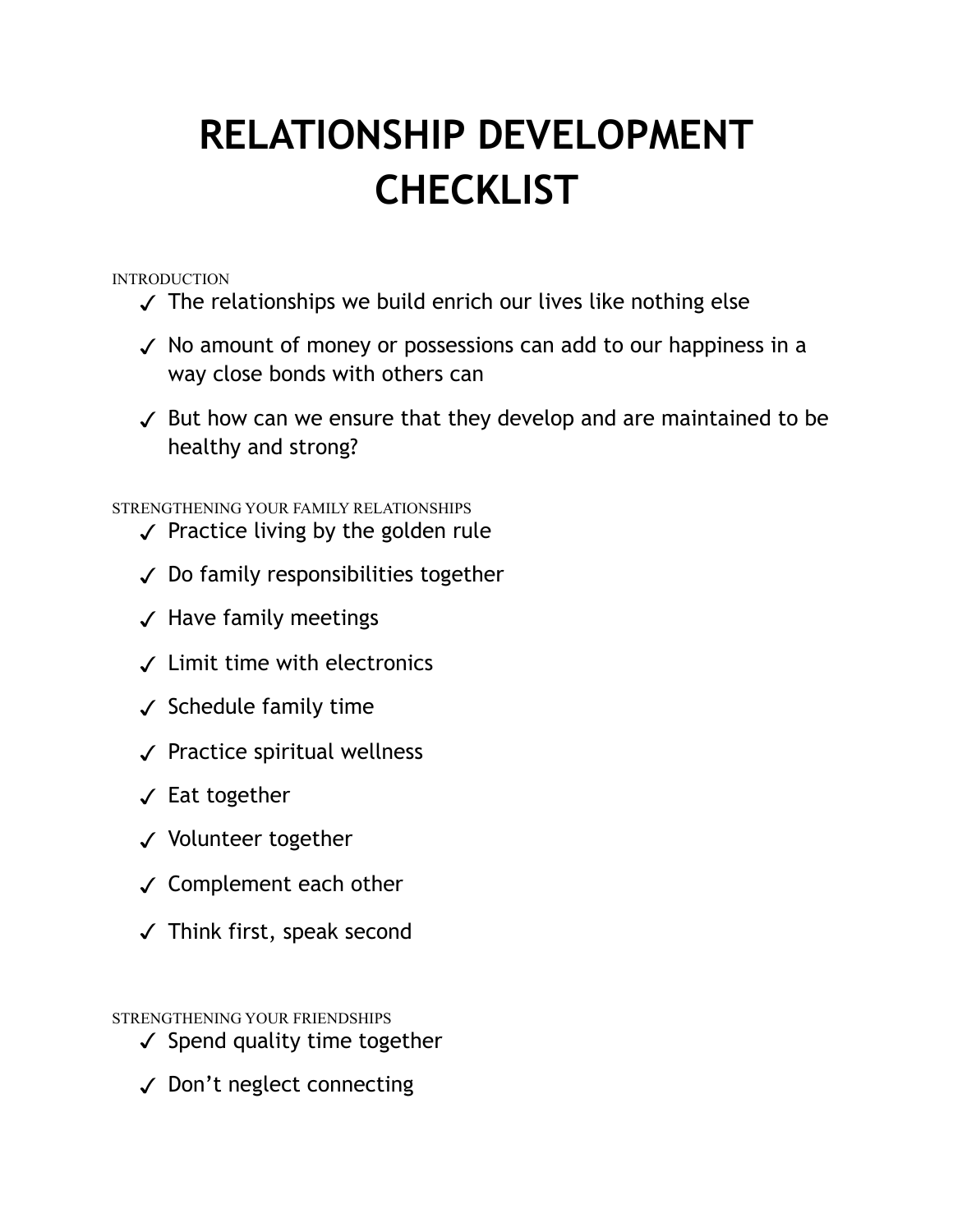# RELATIONSHIP DEVELOPMENT CHECKLIST

INTRODUCTION

- ✓ The relationships we build enrich our lives like nothing else
- ✓ No amount of money or possessions can add to our happiness in a way close bonds with others can
- ✓ But how can we ensure that they develop and are maintained to be healthy and strong?

STRENGTHENING YOUR FAMILY RELATIONSHIPS

- ✓ Practice living by the golden rule
- ✓ Do family responsibilities together
- ✓ Have family meetings
- ✓ Limit time with electronics
- ✓ Schedule family time
- ✓ Practice spiritual wellness
- ✓ Eat together
- ✓ Volunteer together
- ✓ Complement each other
- ✓ Think first, speak second

STRENGTHENING YOUR FRIENDSHIPS

- ✓ Spend quality time together
- ✓ Don't neglect connecting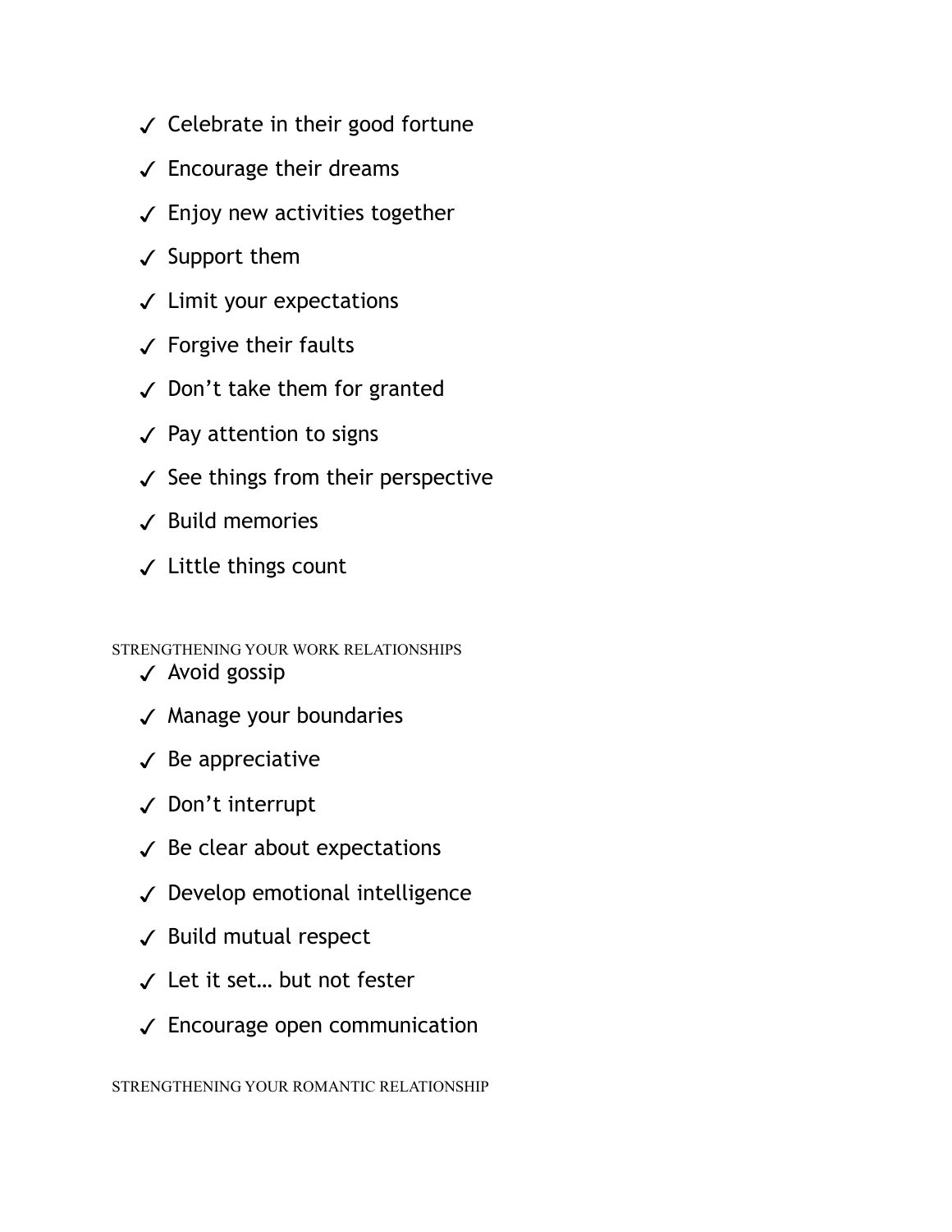- ✓ Celebrate in their good fortune
- ✓ Encourage their dreams
- ✓ Enjoy new activities together
- ✓ Support them
- ✓ Limit your expectations
- ✓ Forgive their faults
- ✓ Don't take them for granted
- ✓ Pay attention to signs
- ✓ See things from their perspective
- ✓ Build memories
- ✓ Little things count

## STRENGTHENING YOUR WORK RELATIONSHIPS

- ✓ Avoid gossip
- ✓ Manage your boundaries
- ✓ Be appreciative
- ✓ Don't interrupt
- ✓ Be clear about expectations
- ✓ Develop emotional intelligence
- ✓ Build mutual respect
- ✓ Let it set… but not fester
- ✓ Encourage open communication

## STRENGTHENING YOUR ROMANTIC RELATIONSHIP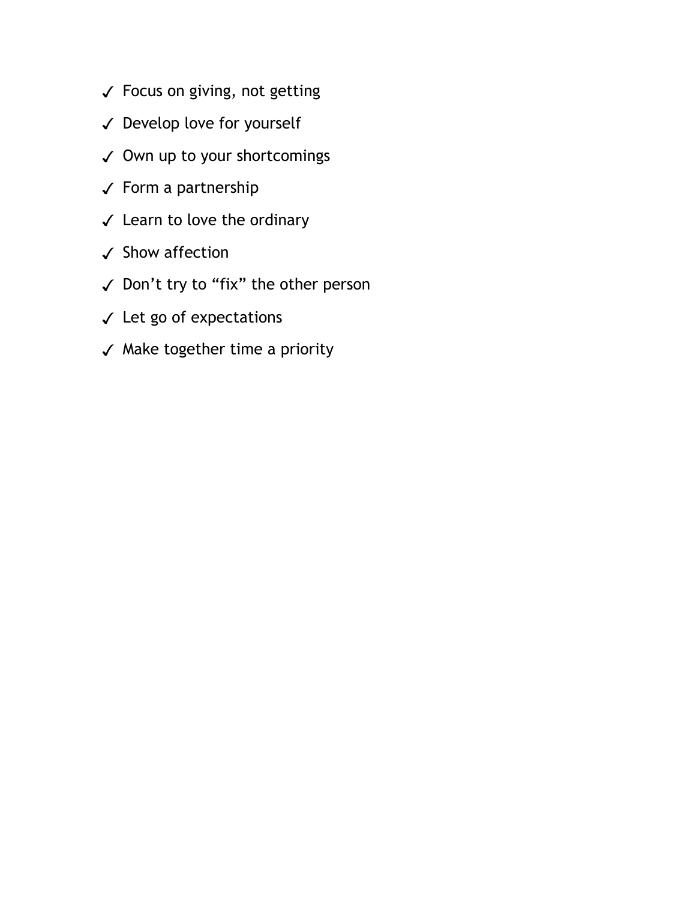✓ Focus on giving, not getting

✓ Develop love for yourself

✓ Own up to your shortcomings

✓ Form a partnership

✓ Learn to love the ordinary

✓ Show affection

✓ Don’t try to “fix” the other person

✓ Let go of expectations

✓ Make together time a priority